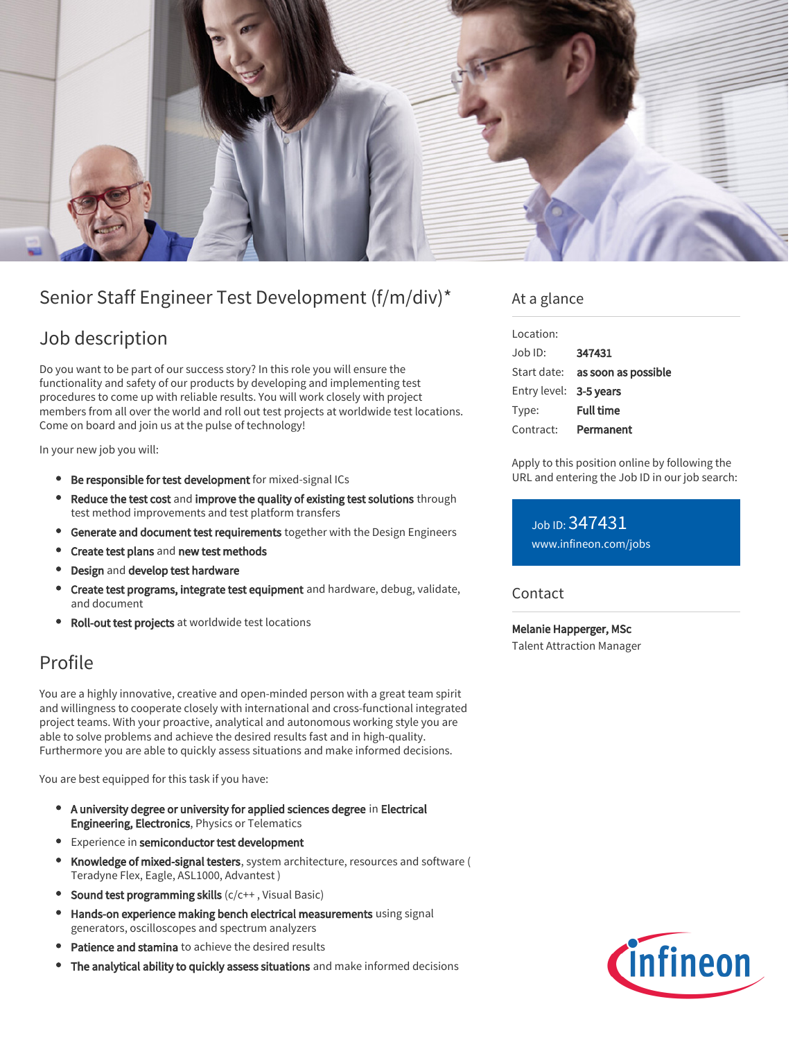# Senior Staff Engineer Test Development (f/m/div)*

## Job description

Do you want to be part of our success story? In this role you will ensure the functionality and safety of our products by developing and implementing test procedures to come up with reliable results. You will work closely with project members from all over the world and roll out test projects at worldwide test locations. Come on board and join us at the pulse of technology!

In your new job you will:

- **Be responsible for test development** for mixed-signal ICs
- **Reduce the test cost** and **improve the quality of existing test solutions** through test method improvements and test platform transfers
- **Generate and document test requirements** together with the Design Engineers
- **Create test plans** and **new test methods**
- **Design** and **develop test hardware**
- **Create test programs, integrate test equipment** and hardware, debug, validate, and document
- **Roll-out test projects** at worldwide test locations

## Profile

You are a highly innovative, creative and open-minded person with a great team spirit and willingness to cooperate closely with international and cross-functional integrated project teams. With your proactive, analytical and autonomous working style you are able to solve problems and achieve the desired results fast and in high-quality. Furthermore you are able to quickly assess situations and make informed decisions.

You are best equipped for this task if you have:

- **A university degree or university for applied sciences degree** in **Electrical Engineering, Electronics**, Physics or Telematics
- Experience in **semiconductor test development**
- **Knowledge of mixed-signal testers**, system architecture, resources and software ( Teradyne Flex, Eagle, ASL1000, Advantest )
- **Sound test programming skills** (c/c++ , Visual Basic)
- **Hands-on experience making bench electrical measurements** using signal generators, oscilloscopes and spectrum analyzers
- **Patience and stamina** to achieve the desired results
- **The analytical ability to quickly assess situations** and make informed decisions

## At a glance

| | |
|---|---|
| Location: | |
| Job ID: | **347431** |
| Start date: | **as soon as possible** |
| Entry level: | **3-5 years** |
| Type: | **Full time** |
| Contract: | **Permanent** |

Apply to this position online by following the URL and entering the Job ID in our job search:

Job ID: 347431
www.infineon.com/jobs

## Contact

**Melanie Happerger, MSc**
Talent Attraction Manager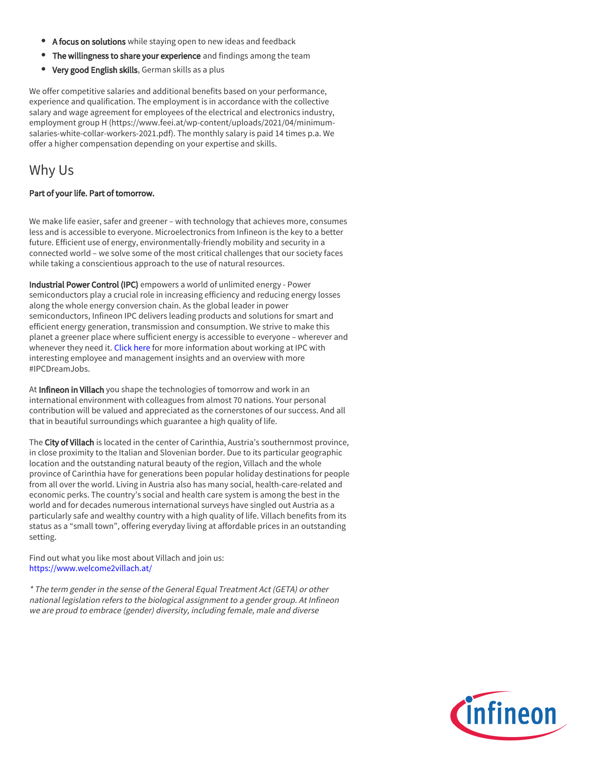- **A focus on solutions** while staying open to new ideas and feedback
- **The willingness to share your experience** and findings among the team
- **Very good English skills**, German skills as a plus

We offer competitive salaries and additional benefits based on your performance, experience and qualification. The employment is in accordance with the collective salary and wage agreement for employees of the electrical and electronics industry, employment group H (https://www.feei.at/wp-content/uploads/2021/04/minimum-salaries-white-collar-workers-2021.pdf). The monthly salary is paid 14 times p.a. We offer a higher compensation depending on your expertise and skills.

## Why Us

**Part of your life. Part of tomorrow.**

We make life easier, safer and greener – with technology that achieves more, consumes less and is accessible to everyone. Microelectronics from Infineon is the key to a better future. Efficient use of energy, environmentally-friendly mobility and security in a connected world – we solve some of the most critical challenges that our society faces while taking a conscientious approach to the use of natural resources.

**Industrial Power Control (IPC)** empowers a world of unlimited energy - Power semiconductors play a crucial role in increasing efficiency and reducing energy losses along the whole energy conversion chain. As the global leader in power semiconductors, Infineon IPC delivers leading products and solutions for smart and efficient energy generation, transmission and consumption. We strive to make this planet a greener place where sufficient energy is accessible to everyone – wherever and whenever they need it. Click here for more information about working at IPC with interesting employee and management insights and an overview with more #IPCDreamJobs.

At **Infineon in Villach** you shape the technologies of tomorrow and work in an international environment with colleagues from almost 70 nations. Your personal contribution will be valued and appreciated as the cornerstones of our success. And all that in beautiful surroundings which guarantee a high quality of life.

The **City of Villach** is located in the center of Carinthia, Austria's southernmost province, in close proximity to the Italian and Slovenian border. Due to its particular geographic location and the outstanding natural beauty of the region, Villach and the whole province of Carinthia have for generations been popular holiday destinations for people from all over the world. Living in Austria also has many social, health-care-related and economic perks. The country's social and health care system is among the best in the world and for decades numerous international surveys have singled out Austria as a particularly safe and wealthy country with a high quality of life. Villach benefits from its status as a "small town", offering everyday living at affordable prices in an outstanding setting.

Find out what you like most about Villach and join us:
https://www.welcome2villach.at/

*\* The term gender in the sense of the General Equal Treatment Act (GETA) or other national legislation refers to the biological assignment to a gender group. At Infineon we are proud to embrace (gender) diversity, including female, male and diverse*